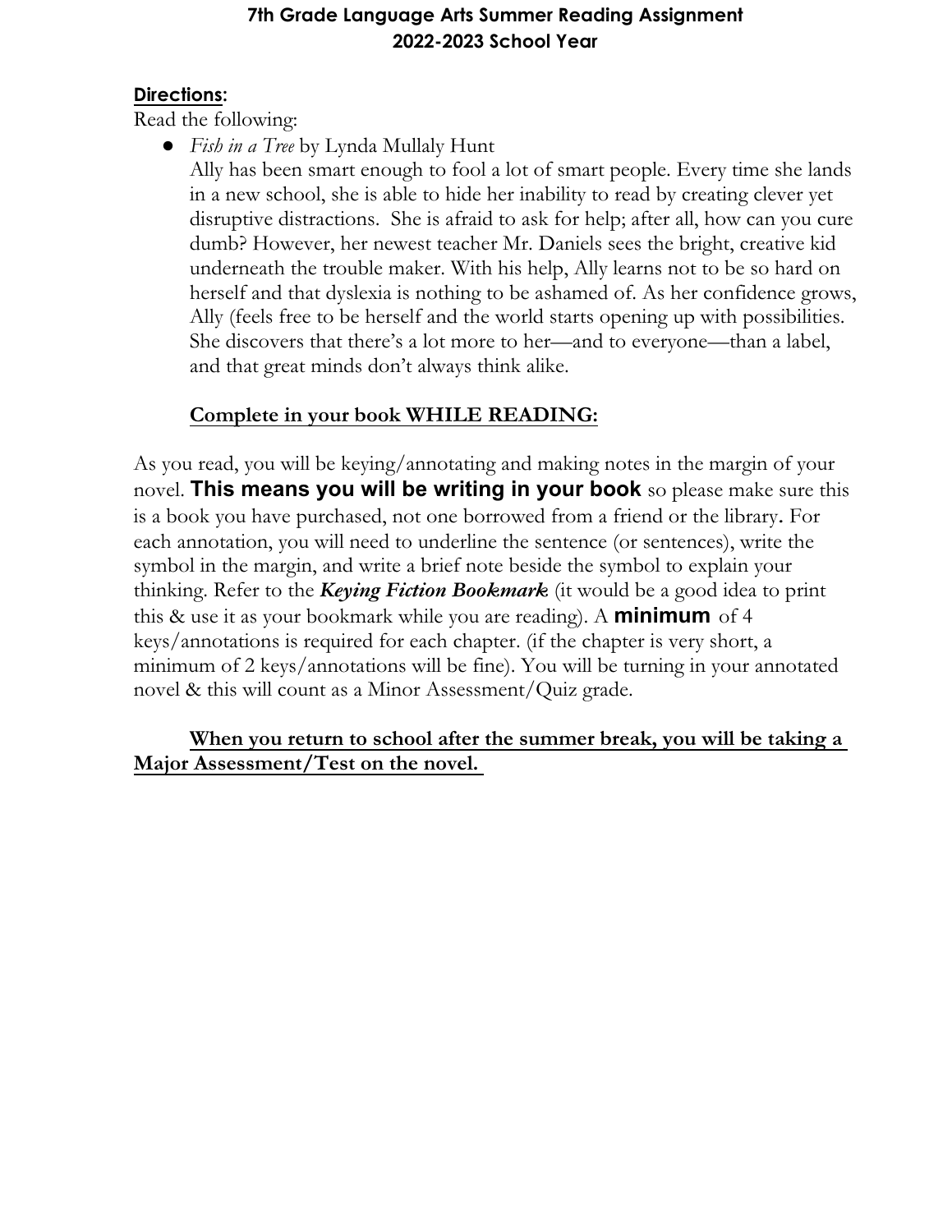**7th Grade Language Arts Summer Reading Assignment**
**2022-2023 School Year**

**Directions:**

Read the following:

- *Fish in a Tree* by Lynda Mullaly Hunt

  Ally has been smart enough to fool a lot of smart people. Every time she lands in a new school, she is able to hide her inability to read by creating clever yet disruptive distractions. She is afraid to ask for help; after all, how can you cure dumb? However, her newest teacher Mr. Daniels sees the bright, creative kid underneath the trouble maker. With his help, Ally learns not to be so hard on herself and that dyslexia is nothing to be ashamed of. As her confidence grows, Ally (feels free to be herself and the world starts opening up with possibilities. She discovers that there's a lot more to her—and to everyone—than a label, and that great minds don't always think alike.

  **Complete in your book WHILE READING:**

As you read, you will be keying/annotating and making notes in the margin of your novel. **This means you will be writing in your book** so please make sure this is a book you have purchased, not one borrowed from a friend or the library. For each annotation, you will need to underline the sentence (or sentences), write the symbol in the margin, and write a brief note beside the symbol to explain your thinking. Refer to the ***Keying Fiction Bookmark*** (it would be a good idea to print this & use it as your bookmark while you are reading). A **minimum** of 4 keys/annotations is required for each chapter. (if the chapter is very short, a minimum of 2 keys/annotations will be fine). You will be turning in your annotated novel & this will count as a Minor Assessment/Quiz grade.

**When you return to school after the summer break, you will be taking a Major Assessment/Test on the novel.**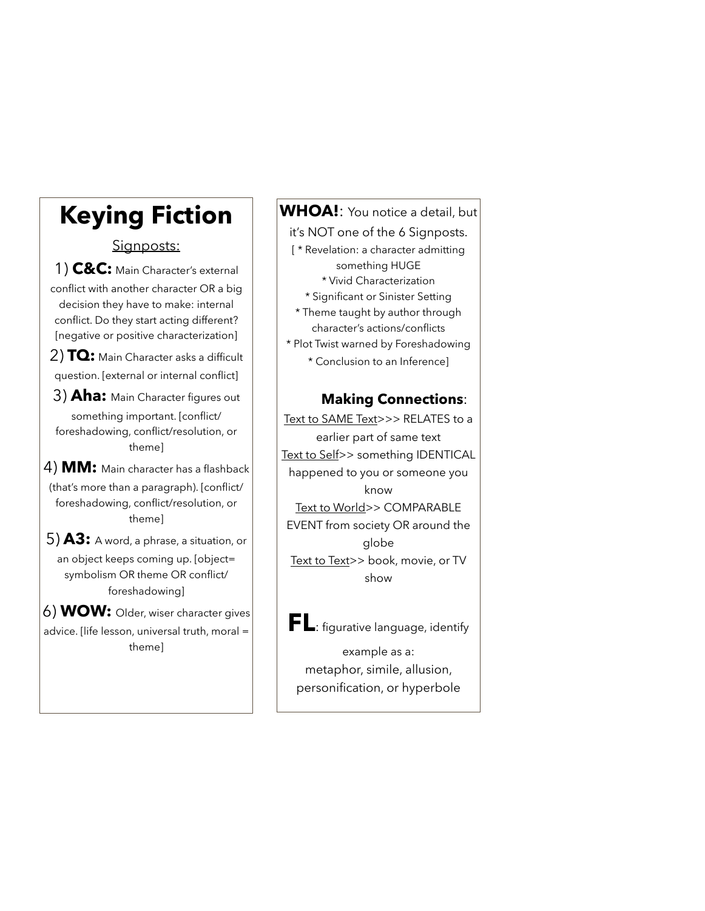# Keying Fiction

Signposts:

1) **C&C:** Main Character's external conflict with another character OR a big decision they have to make: internal conflict. Do they start acting different? [negative or positive characterization]

2) **TQ:** Main Character asks a difficult question. [external or internal conflict]

3) **Aha:** Main Character figures out something important. [conflict/ foreshadowing, conflict/resolution, or theme]

4) **MM:** Main character has a flashback (that's more than a paragraph). [conflict/ foreshadowing, conflict/resolution, or theme]

5) **A3:** A word, a phrase, a situation, or an object keeps coming up. [object= symbolism OR theme OR conflict/ foreshadowing]

6) **WOW:** Older, wiser character gives advice. [life lesson, universal truth, moral = theme]

**WHOA!**: You notice a detail, but it's NOT one of the 6 Signposts.
[ * Revelation: a character admitting something HUGE
* Vivid Characterization
* Significant or Sinister Setting
* Theme taught by author through character's actions/conflicts
* Plot Twist warned by Foreshadowing
* Conclusion to an Inference]

**Making Connections**:

Text to SAME Text>>> RELATES to a earlier part of same text

Text to Self>> something IDENTICAL happened to you or someone you know

Text to World>> COMPARABLE EVENT from society OR around the globe

Text to Text>> book, movie, or TV show

**FL**: figurative language, identify example as a:
metaphor, simile, allusion, personification, or hyperbole